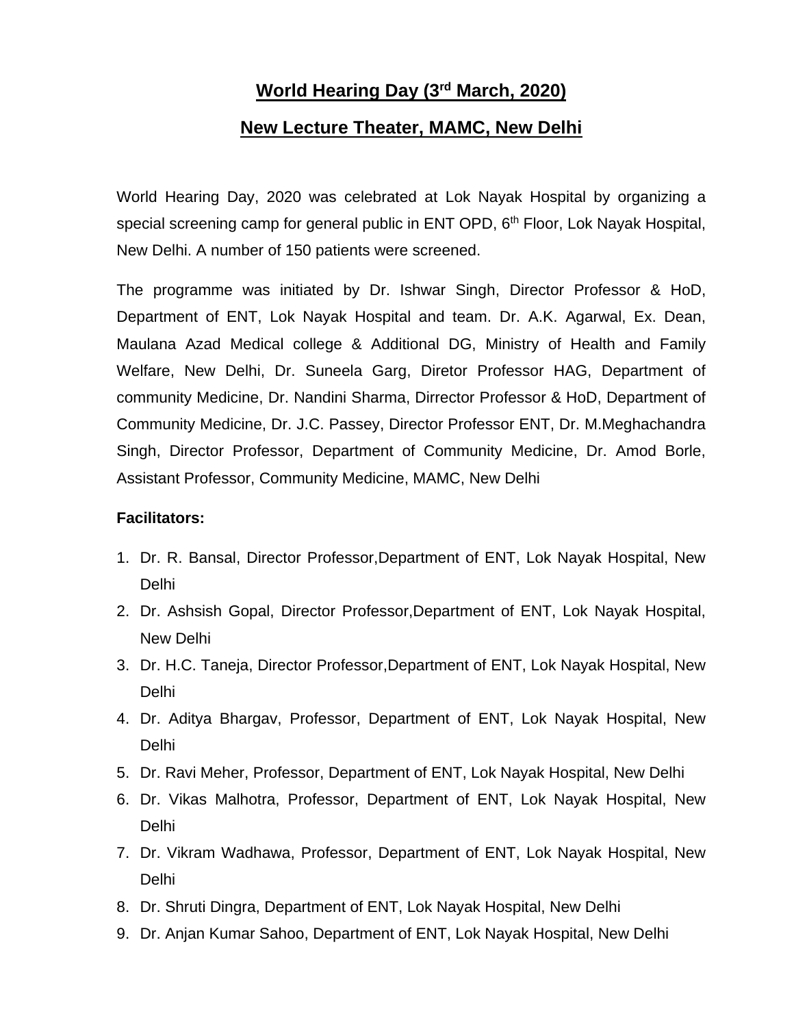# World Hearing Day (3rd March, 2020)

## New Lecture Theater, MAMC, New Delhi

World Hearing Day, 2020 was celebrated at Lok Nayak Hospital by organizing a special screening camp for general public in ENT OPD, 6th Floor, Lok Nayak Hospital, New Delhi. A number of 150 patients were screened.

The programme was initiated by Dr. Ishwar Singh, Director Professor & HoD, Department of ENT, Lok Nayak Hospital and team. Dr. A.K. Agarwal, Ex. Dean, Maulana Azad Medical college & Additional DG, Ministry of Health and Family Welfare, New Delhi, Dr. Suneela Garg, Diretor Professor HAG, Department of community Medicine, Dr. Nandini Sharma, Dirrector Professor & HoD, Department of Community Medicine, Dr. J.C. Passey, Director Professor ENT, Dr. M.Meghachandra Singh, Director Professor, Department of Community Medicine, Dr. Amod Borle, Assistant Professor, Community Medicine, MAMC, New Delhi

**Facilitators:**

1. Dr. R. Bansal, Director Professor,Department of ENT, Lok Nayak Hospital, New Delhi
2. Dr. Ashsish Gopal, Director Professor,Department of ENT, Lok Nayak Hospital, New Delhi
3. Dr. H.C. Taneja, Director Professor,Department of ENT, Lok Nayak Hospital, New Delhi
4. Dr. Aditya Bhargav, Professor, Department of ENT, Lok Nayak Hospital, New Delhi
5. Dr. Ravi Meher, Professor, Department of ENT, Lok Nayak Hospital, New Delhi
6. Dr. Vikas Malhotra, Professor, Department of ENT, Lok Nayak Hospital, New Delhi
7. Dr. Vikram Wadhawa, Professor, Department of ENT, Lok Nayak Hospital, New Delhi
8. Dr. Shruti Dingra, Department of ENT, Lok Nayak Hospital, New Delhi
9. Dr. Anjan Kumar Sahoo, Department of ENT, Lok Nayak Hospital, New Delhi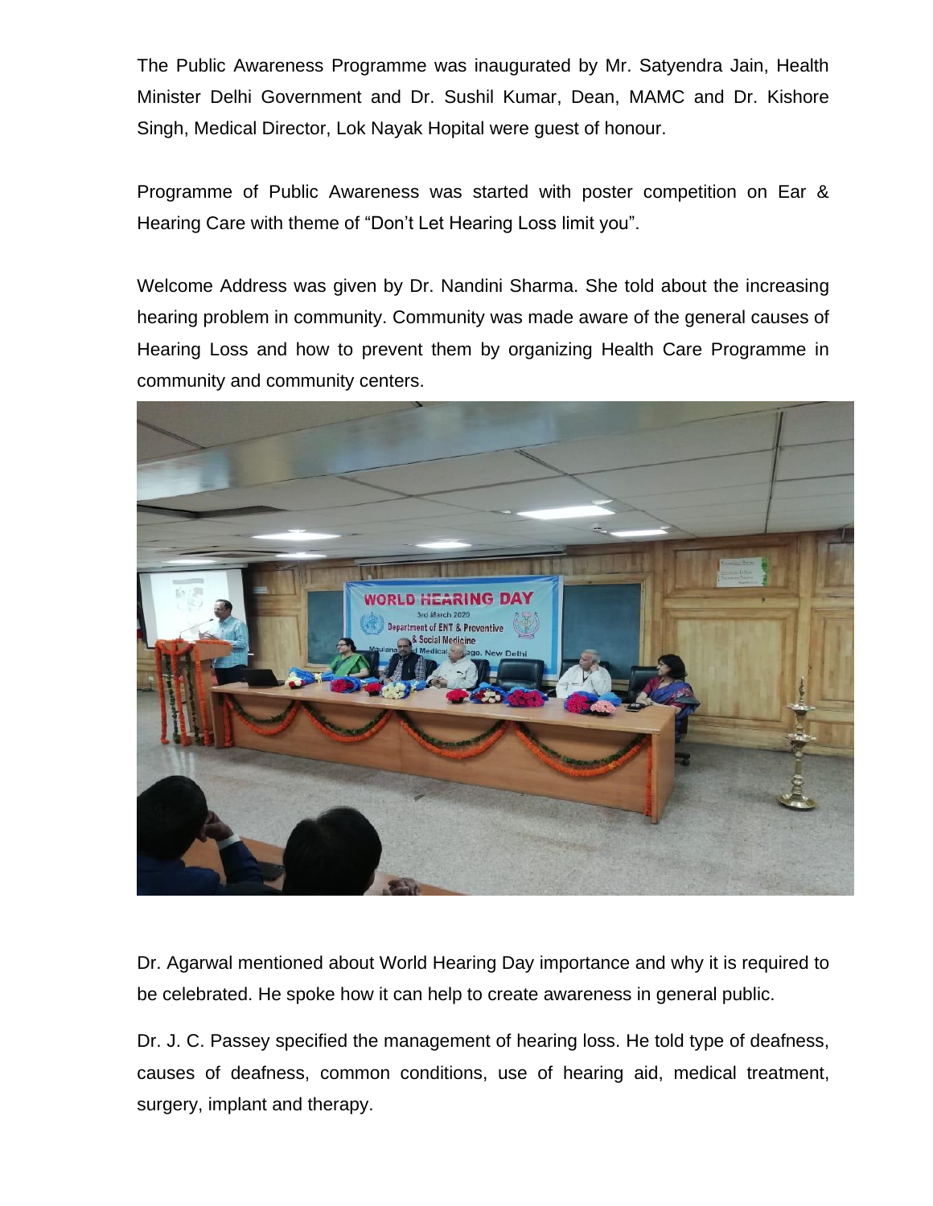The Public Awareness Programme was inaugurated by Mr. Satyendra Jain, Health Minister Delhi Government and Dr. Sushil Kumar, Dean, MAMC and Dr. Kishore Singh, Medical Director, Lok Nayak Hopital were guest of honour.

Programme of Public Awareness was started with poster competition on Ear & Hearing Care with theme of "Don't Let Hearing Loss limit you".

Welcome Address was given by Dr. Nandini Sharma. She told about the increasing hearing problem in community. Community was made aware of the general causes of Hearing Loss and how to prevent them by organizing Health Care Programme in community and community centers.

Dr. Agarwal mentioned about World Hearing Day importance and why it is required to be celebrated. He spoke how it can help to create awareness in general public.

Dr. J. C. Passey specified the management of hearing loss. He told type of deafness, causes of deafness, common conditions, use of hearing aid, medical treatment, surgery, implant and therapy.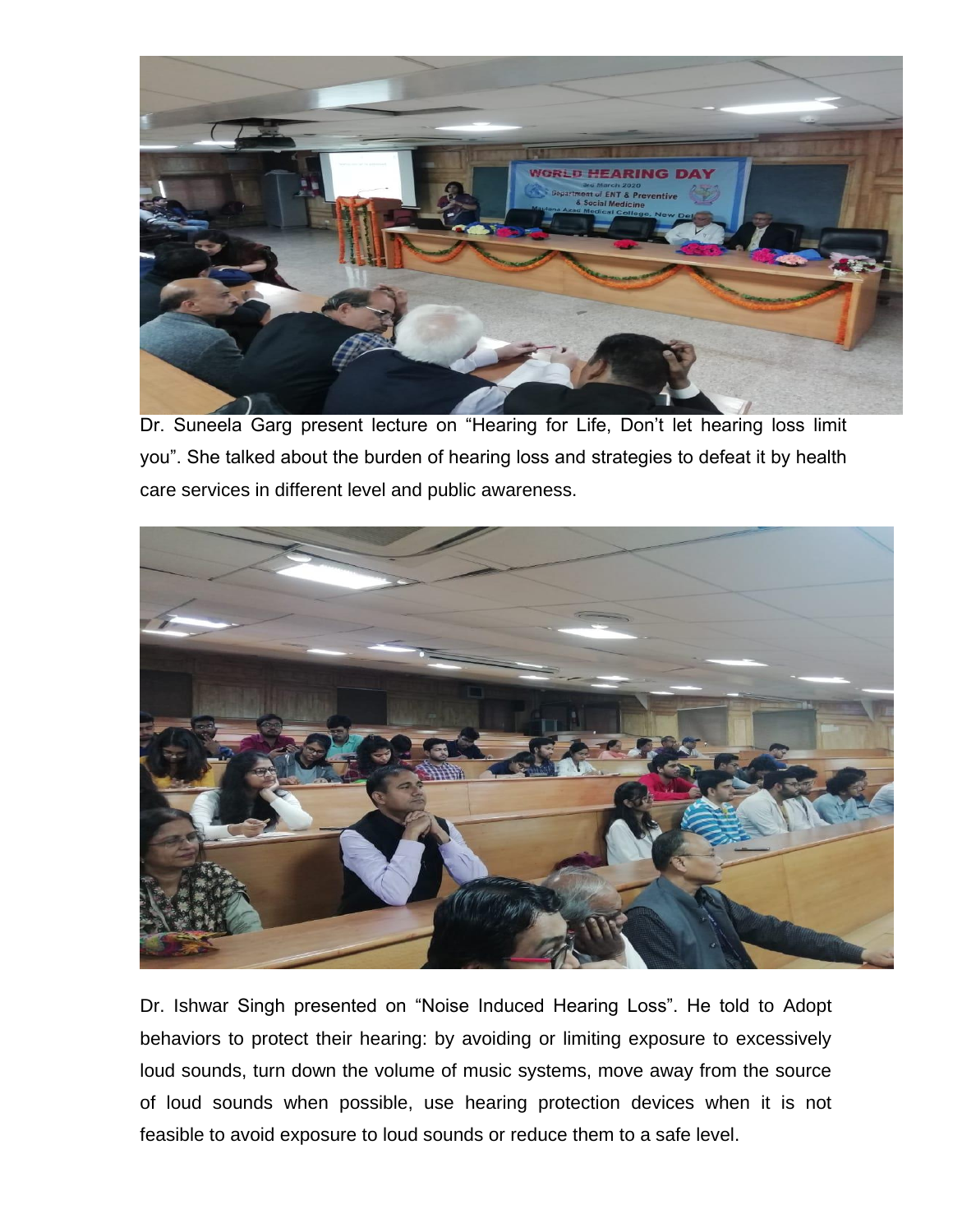Dr. Suneela Garg present lecture on "Hearing for Life, Don't let hearing loss limit you". She talked about the burden of hearing loss and strategies to defeat it by health care services in different level and public awareness.

Dr. Ishwar Singh presented on "Noise Induced Hearing Loss". He told to Adopt behaviors to protect their hearing: by avoiding or limiting exposure to excessively loud sounds, turn down the volume of music systems, move away from the source of loud sounds when possible, use hearing protection devices when it is not feasible to avoid exposure to loud sounds or reduce them to a safe level.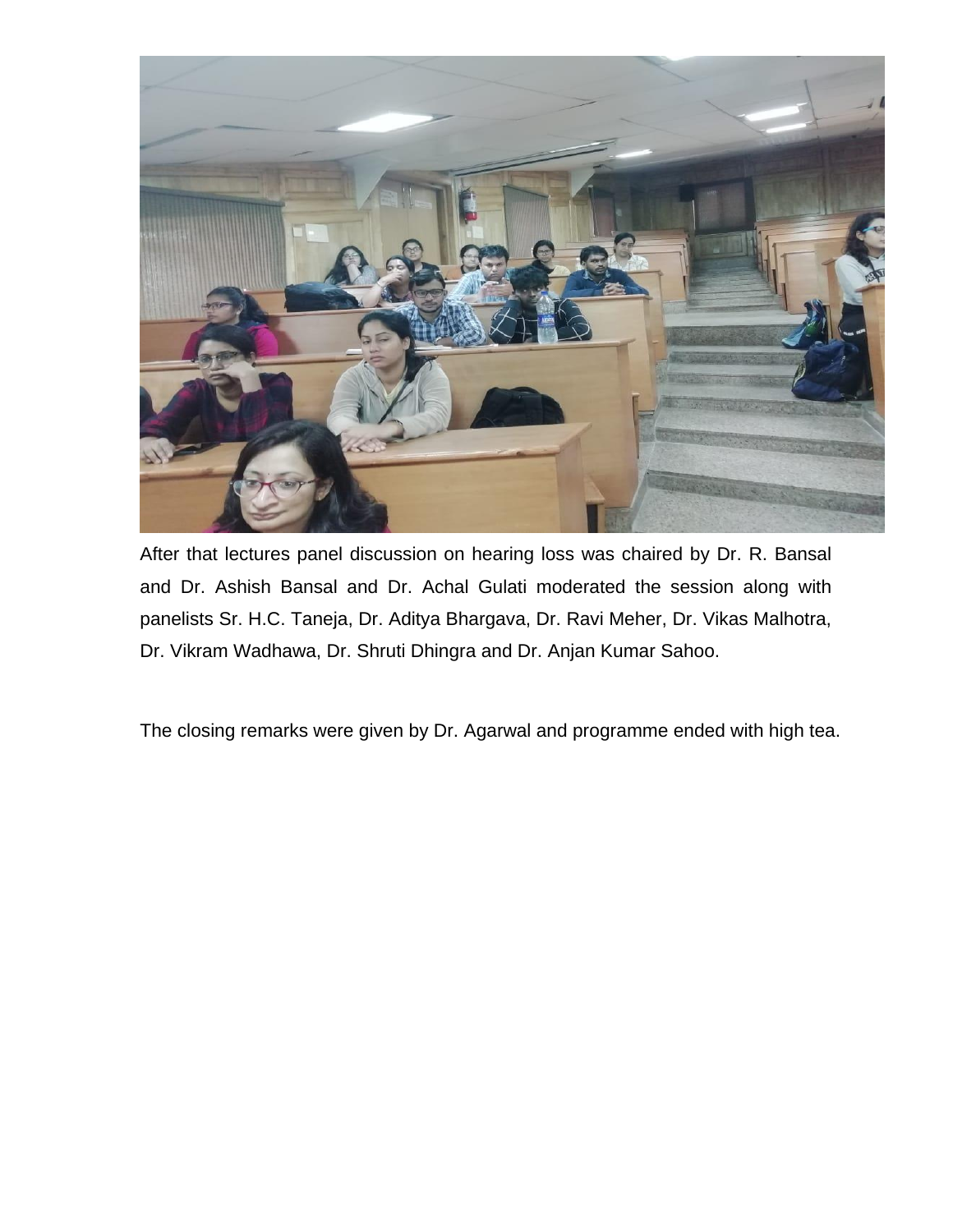After that lectures panel discussion on hearing loss was chaired by Dr. R. Bansal and Dr. Ashish Bansal and Dr. Achal Gulati moderated the session along with panelists Sr. H.C. Taneja, Dr. Aditya Bhargava, Dr. Ravi Meher, Dr. Vikas Malhotra, Dr. Vikram Wadhawa, Dr. Shruti Dhingra and Dr. Anjan Kumar Sahoo.

The closing remarks were given by Dr. Agarwal and programme ended with high tea.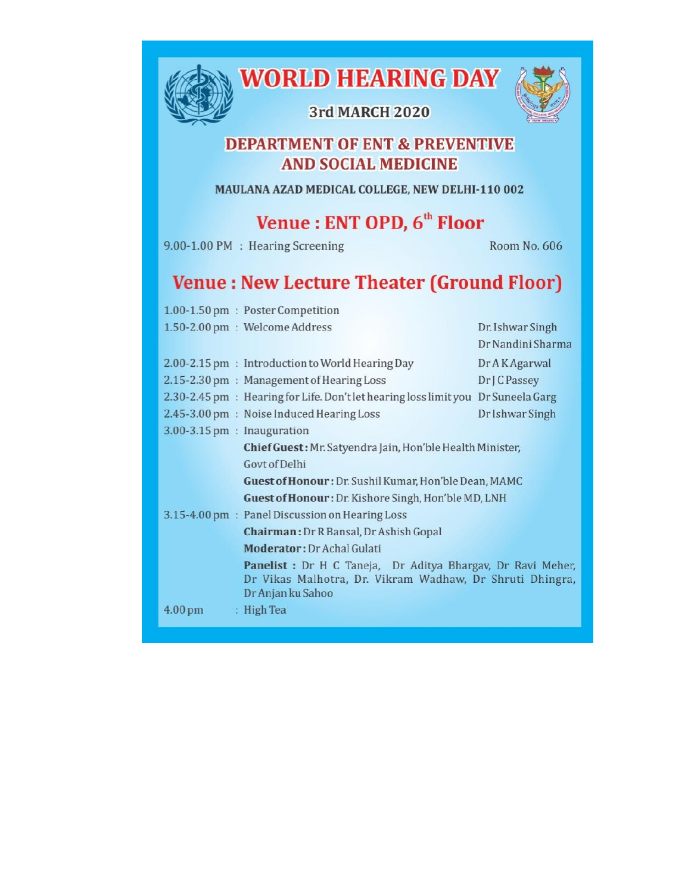# WORLD HEARING DAY

## 3rd MARCH 2020

## DEPARTMENT OF ENT & PREVENTIVE AND SOCIAL MEDICINE

**MAULANA AZAD MEDICAL COLLEGE, NEW DELHI-110 002**

## Venue : ENT OPD, 6th Floor

9.00-1.00 PM : Hearing Screening — Room No. 606

## Venue : New Lecture Theater (Ground Floor)

| | | |
|---|---|---|
| 1.00-1.50 pm | Poster Competition | |
| 1.50-2.00 pm | Welcome Address | Dr. Ishwar Singh<br>Dr Nandini Sharma |
| 2.00-2.15 pm | Introduction to World Hearing Day | Dr A K Agarwal |
| 2.15-2.30 pm | Management of Hearing Loss | Dr J C Passey |
| 2.30-2.45 pm | Hearing for Life. Don't let hearing loss limit you | Dr Suneela Garg |
| 2.45-3.00 pm | Noise Induced Hearing Loss | Dr Ishwar Singh |
| 3.00-3.15 pm | Inauguration<br>**Chief Guest :** Mr. Satyendra Jain, Hon'ble Health Minister, Govt of Delhi<br>**Guest of Honour :** Dr. Sushil Kumar, Hon'ble Dean, MAMC<br>**Guest of Honour :** Dr. Kishore Singh, Hon'ble MD, LNH | |
| 3.15-4.00 pm | Panel Discussion on Hearing Loss<br>**Chairman :** Dr R Bansal, Dr Ashish Gopal<br>**Moderator :** Dr Achal Gulati<br>**Panelist :** Dr H C Taneja, Dr Aditya Bhargav, Dr Ravi Meher, Dr Vikas Malhotra, Dr. Vikram Wadhaw, Dr Shruti Dhingra, Dr Anjan ku Sahoo | |
| 4.00 pm | High Tea | |